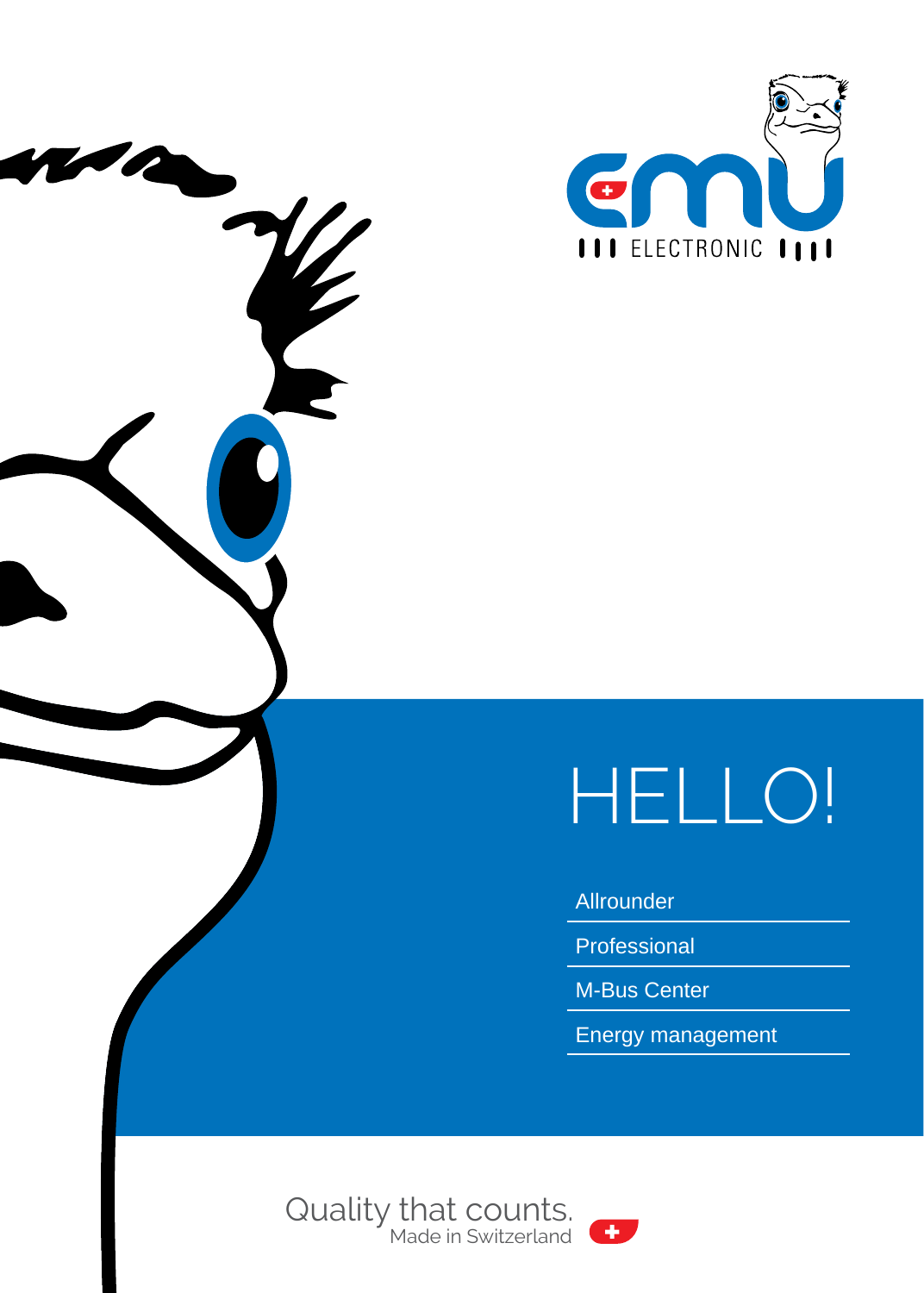emu ELECTRONIC

# HELLO!

- Allrounder
- Professional
- M-Bus Center
- Energy management

Quality that counts.
Made in Switzerland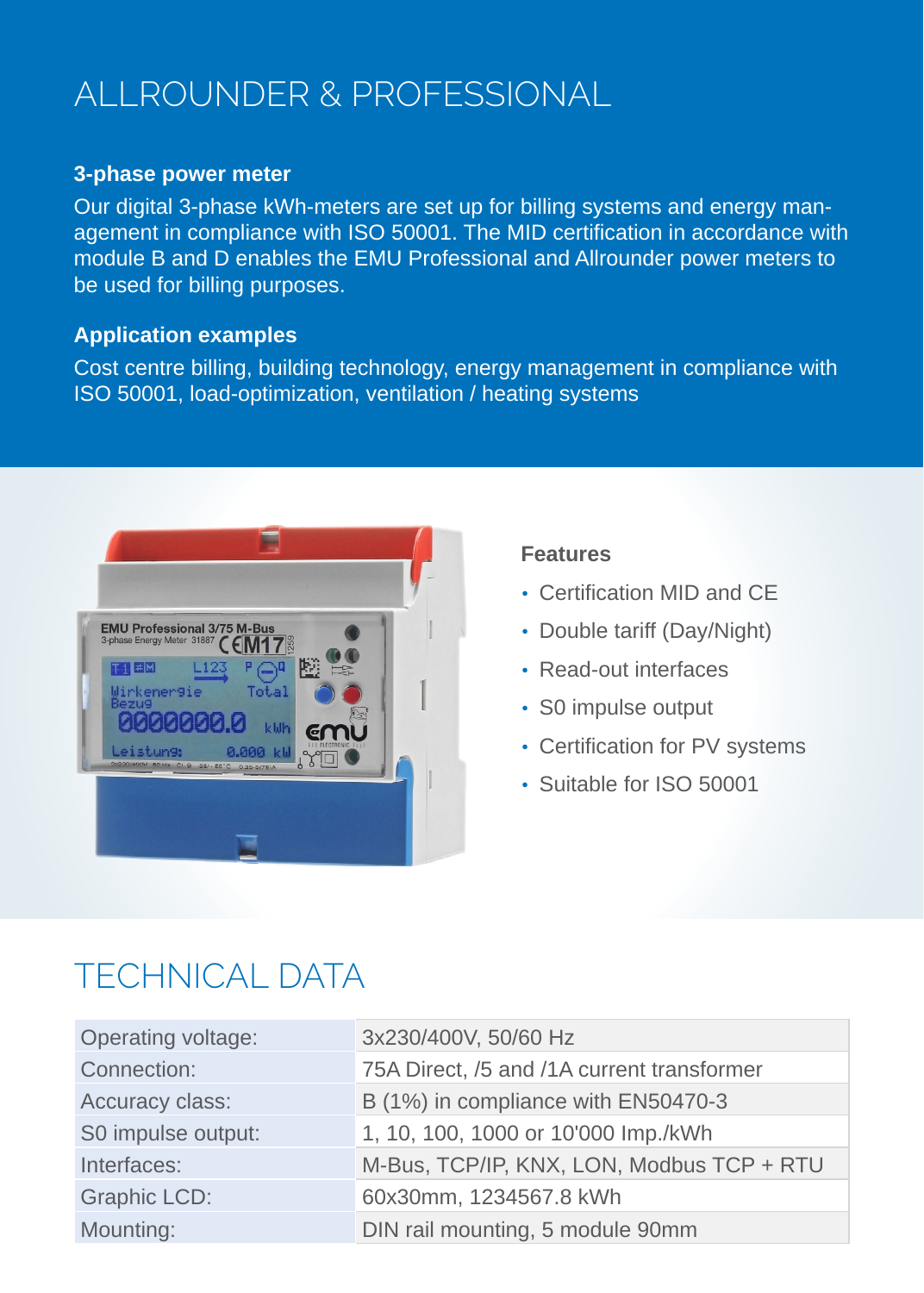# ALLROUNDER & PROFESSIONAL

### 3-phase power meter

Our digital 3-phase kWh-meters are set up for billing systems and energy management in compliance with ISO 50001. The MID certification in accordance with module B and D enables the EMU Professional and Allrounder power meters to be used for billing purposes.

### Application examples

Cost centre billing, building technology, energy management in compliance with ISO 50001, load-optimization, ventilation / heating systems

### Features

- Certification MID and CE
- Double tariff (Day/Night)
- Read-out interfaces
- S0 impulse output
- Certification for PV systems
- Suitable for ISO 50001

## TECHNICAL DATA

| | |
|---|---|
| Operating voltage: | 3x230/400V, 50/60 Hz |
| Connection: | 75A Direct, /5 and /1A current transformer |
| Accuracy class: | B (1%) in compliance with EN50470-3 |
| S0 impulse output: | 1, 10, 100, 1000 or 10'000 Imp./kWh |
| Interfaces: | M-Bus, TCP/IP, KNX, LON, Modbus TCP + RTU |
| Graphic LCD: | 60x30mm, 1234567.8 kWh |
| Mounting: | DIN rail mounting, 5 module 90mm |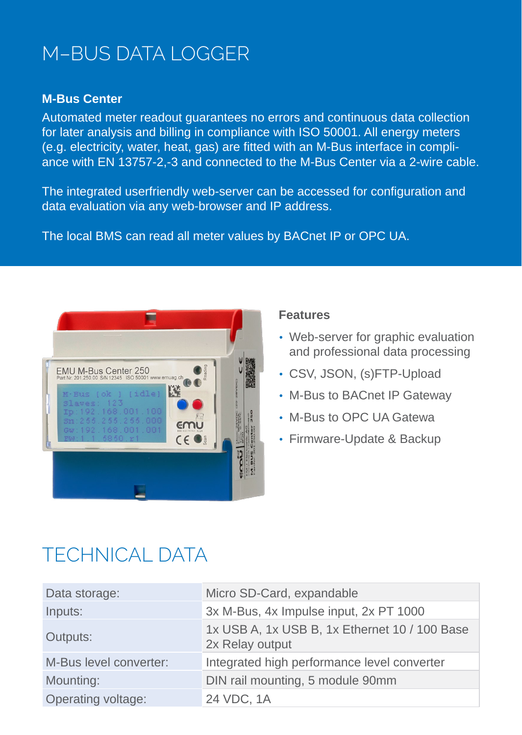# M–BUS DATA LOGGER

**M-Bus Center**

Automated meter readout guarantees no errors and continuous data collection for later analysis and billing in compliance with ISO 50001. All energy meters (e.g. electricity, water, heat, gas) are fitted with an M-Bus interface in compliance with EN 13757-2,-3 and connected to the M-Bus Center via a 2-wire cable.

The integrated userfriendly web-server can be accessed for configuration and data evaluation via any web-browser and IP address.

The local BMS can read all meter values by BACnet IP or OPC UA.

**Features**

- Web-server for graphic evaluation and professional data processing
- CSV, JSON, (s)FTP-Upload
- M-Bus to BACnet IP Gateway
- M-Bus to OPC UA Gatewa
- Firmware-Update & Backup

# TECHNICAL DATA

| | |
|---|---|
| Data storage: | Micro SD-Card, expandable |
| Inputs: | 3x M-Bus, 4x Impulse input, 2x PT 1000 |
| Outputs: | 1x USB A, 1x USB B, 1x Ethernet 10 / 100 Base<br>2x Relay output |
| M-Bus level converter: | Integrated high performance level converter |
| Mounting: | DIN rail mounting, 5 module 90mm |
| Operating voltage: | 24 VDC, 1A |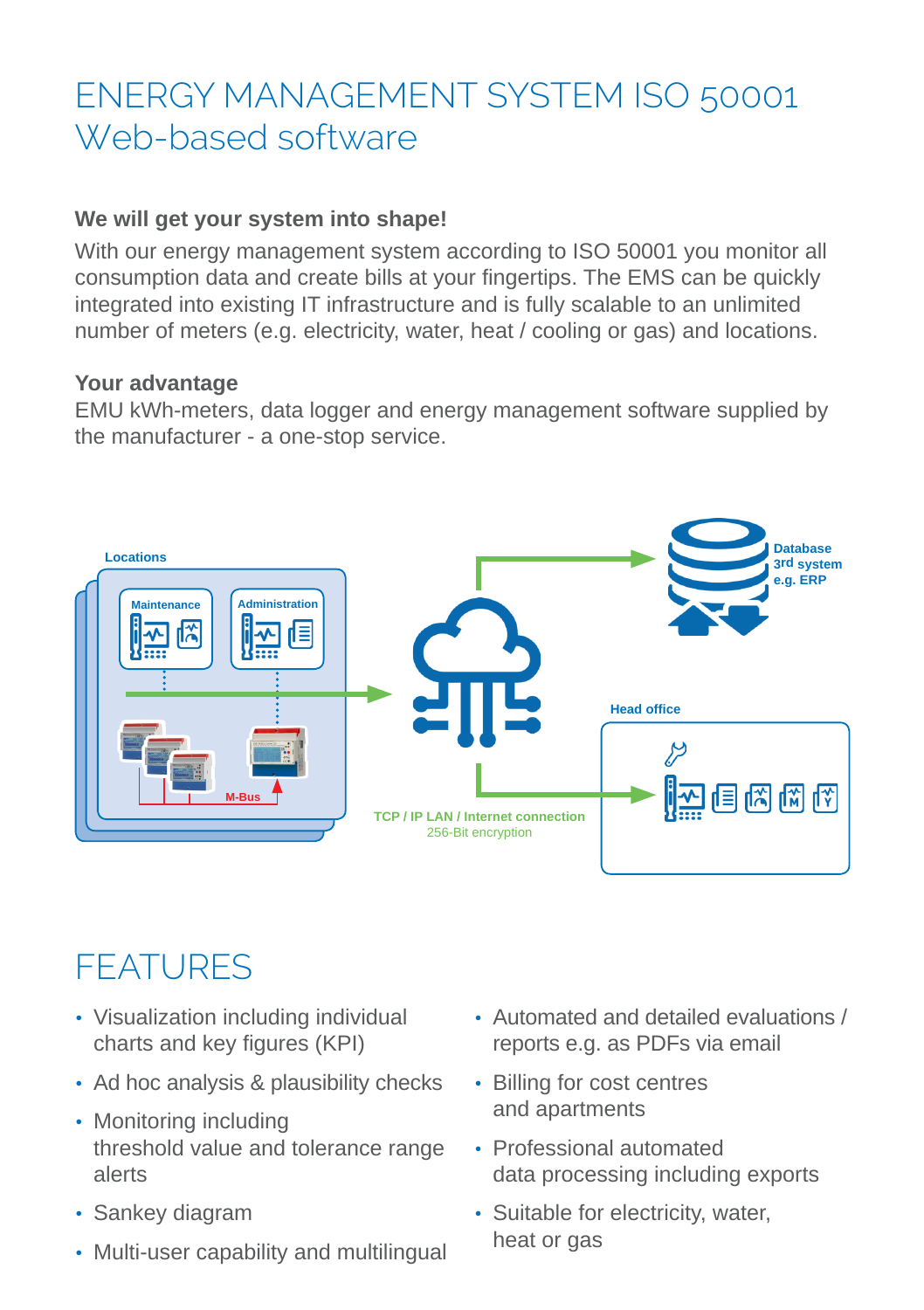# ENERGY MANAGEMENT SYSTEM ISO 50001
# Web-based software

**We will get your system into shape!**

With our energy management system according to ISO 50001 you monitor all consumption data and create bills at your fingertips. The EMS can be quickly integrated into existing IT infrastructure and is fully scalable to an unlimited number of meters (e.g. electricity, water, heat / cooling or gas) and locations.

**Your advantage**

EMU kWh-meters, data logger and energy management software supplied by the manufacturer - a one-stop service.

Locations

Maintenance

Administration

M-Bus

Database
3rd system
e.g. ERP

Head office

TCP / IP LAN / Internet connection
256-Bit encryption

## FEATURES

- Visualization including individual charts and key figures (KPI)
- Ad hoc analysis & plausibility checks
- Monitoring including threshold value and tolerance range alerts
- Sankey diagram
- Multi-user capability and multilingual
- Automated and detailed evaluations / reports e.g. as PDFs via email
- Billing for cost centres and apartments
- Professional automated data processing including exports
- Suitable for electricity, water, heat or gas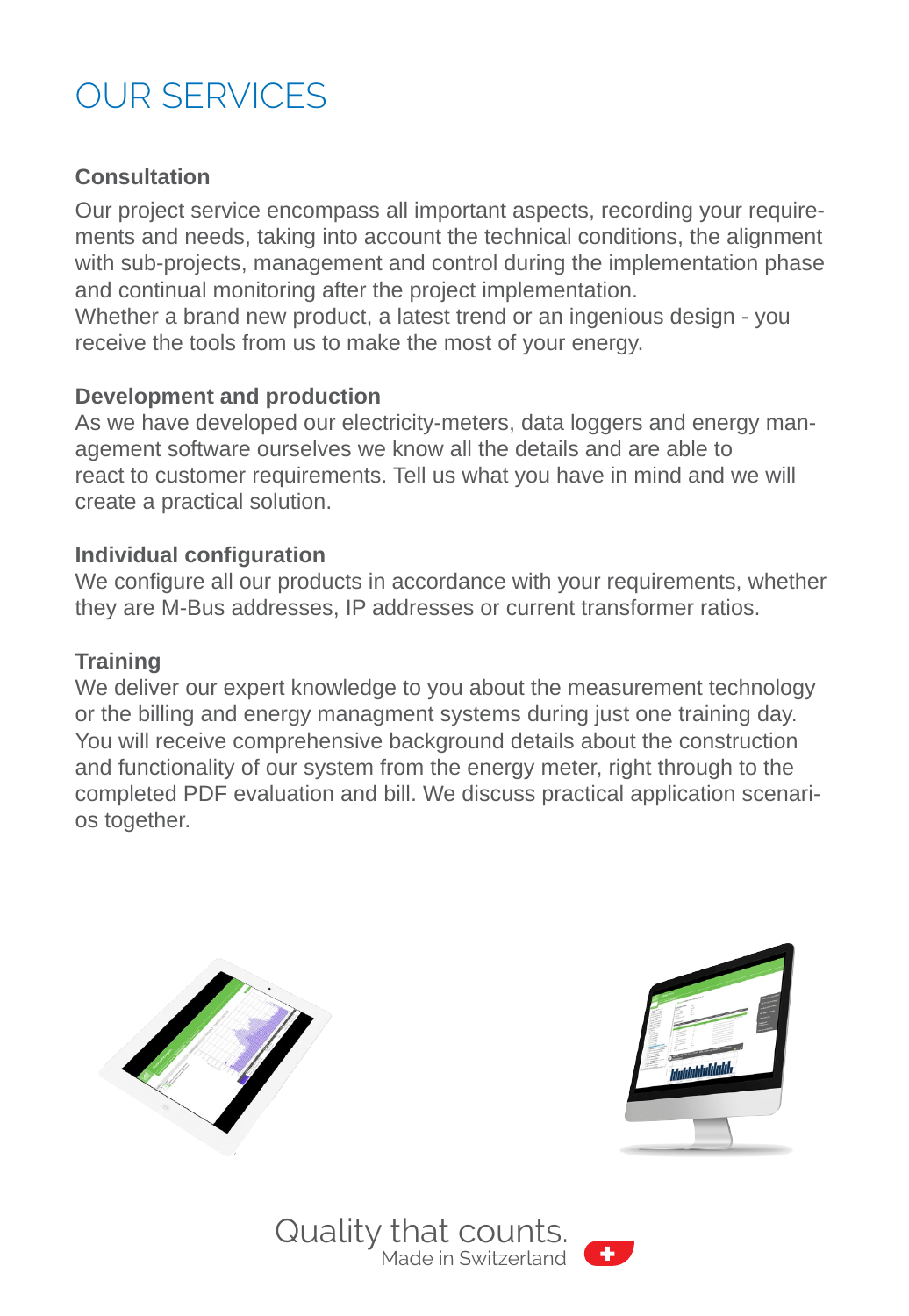# OUR SERVICES

### Consultation

Our project service encompass all important aspects, recording your requirements and needs, taking into account the technical conditions, the alignment with sub-projects, management and control during the implementation phase and continual monitoring after the project implementation.
Whether a brand new product, a latest trend or an ingenious design - you receive the tools from us to make the most of your energy.

### Development and production

As we have developed our electricity-meters, data loggers and energy management software ourselves we know all the details and are able to react to customer requirements. Tell us what you have in mind and we will create a practical solution.

### Individual configuration

We configure all our products in accordance with your requirements, whether they are M-Bus addresses, IP addresses or current transformer ratios.

### Training

We deliver our expert knowledge to you about the measurement technology or the billing and energy managment systems during just one training day. You will receive comprehensive background details about the construction and functionality of our system from the energy meter, right through to the completed PDF evaluation and bill. We discuss practical application scenarios together.

Quality that counts.
Made in Switzerland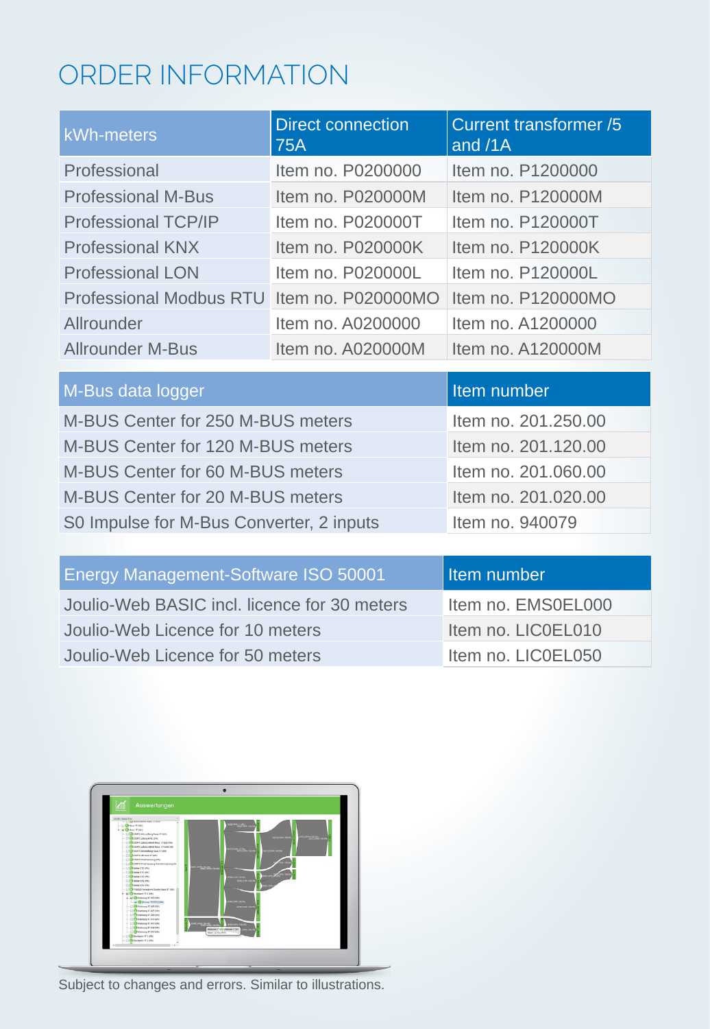# ORDER INFORMATION

| kWh-meters | Direct connection 75A | Current transformer /5 and /1A |
|---|---|---|
| Professional | Item no. P0200000 | Item no. P1200000 |
| Professional M-Bus | Item no. P020000M | Item no. P120000M |
| Professional TCP/IP | Item no. P020000T | Item no. P120000T |
| Professional KNX | Item no. P020000K | Item no. P120000K |
| Professional LON | Item no. P020000L | Item no. P120000L |
| Professional Modbus RTU | Item no. P020000MO | Item no. P120000MO |
| Allrounder | Item no. A0200000 | Item no. A1200000 |
| Allrounder M-Bus | Item no. A020000M | Item no. A120000M |

| M-Bus data logger | Item number |
|---|---|
| M-BUS Center for 250 M-BUS meters | Item no. 201.250.00 |
| M-BUS Center for 120 M-BUS meters | Item no. 201.120.00 |
| M-BUS Center for 60 M-BUS meters | Item no. 201.060.00 |
| M-BUS Center for 20 M-BUS meters | Item no. 201.020.00 |
| S0 Impulse for M-Bus Converter, 2 inputs | Item no. 940079 |

| Energy Management-Software ISO 50001 | Item number |
|---|---|
| Joulio-Web BASIC incl. licence for 30 meters | Item no. EMS0EL000 |
| Joulio-Web Licence for 10 meters | Item no. LIC0EL010 |
| Joulio-Web Licence for 50 meters | Item no. LIC0EL050 |

Subject to changes and errors. Similar to illustrations.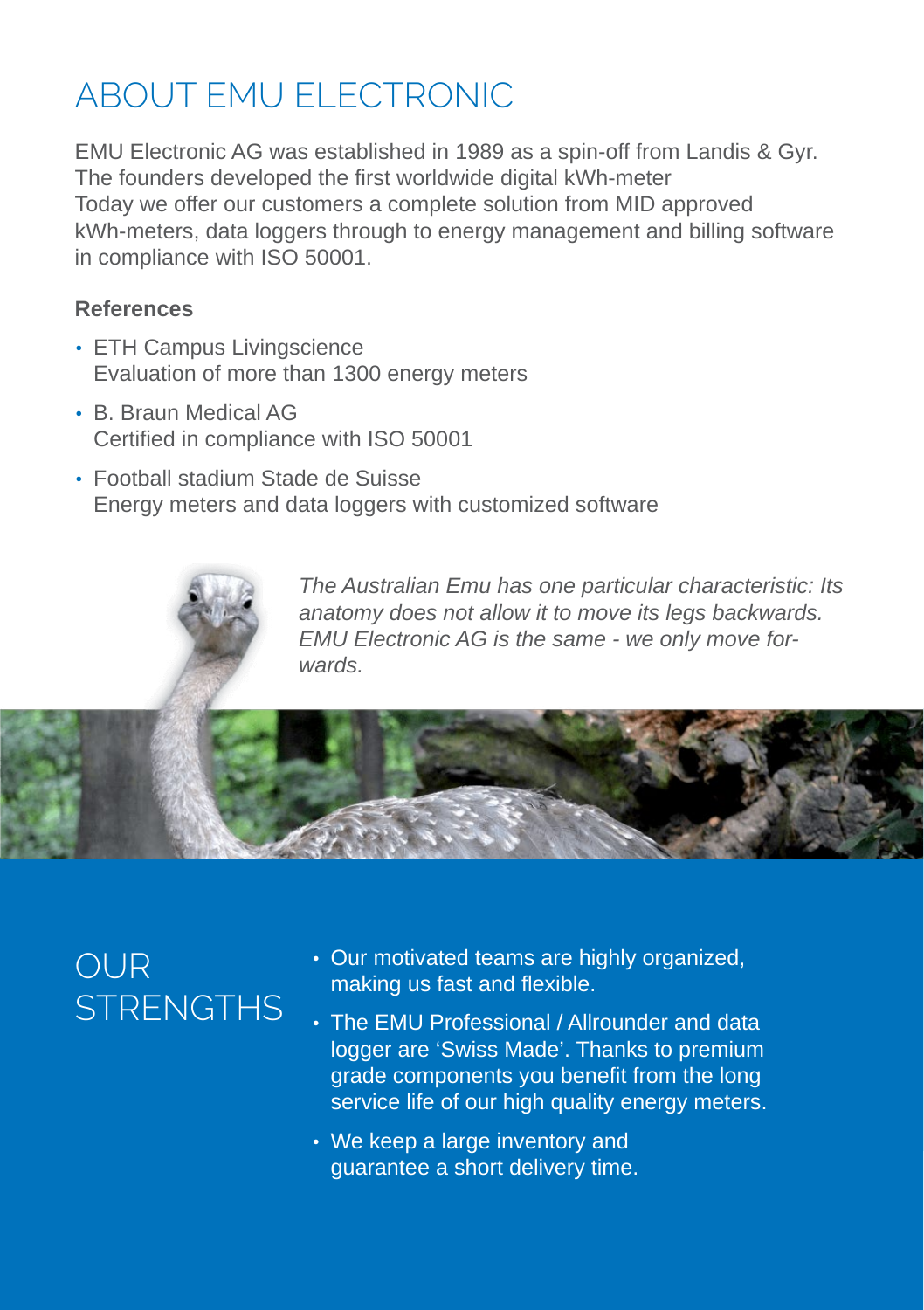# ABOUT EMU ELECTRONIC

EMU Electronic AG was established in 1989 as a spin-off from Landis & Gyr. The founders developed the first worldwide digital kWh-meter
Today we offer our customers a complete solution from MID approved kWh-meters, data loggers through to energy management and billing software in compliance with ISO 50001.

**References**

- ETH Campus Livingscience
  Evaluation of more than 1300 energy meters
- B. Braun Medical AG
  Certified in compliance with ISO 50001
- Football stadium Stade de Suisse
  Energy meters and data loggers with customized software

*The Australian Emu has one particular characteristic: Its anatomy does not allow it to move its legs backwards. EMU Electronic AG is the same - we only move forwards.*

# OUR STRENGTHS

- Our motivated teams are highly organized, making us fast and flexible.
- The EMU Professional / Allrounder and data logger are 'Swiss Made'. Thanks to premium grade components you benefit from the long service life of our high quality energy meters.
- We keep a large inventory and guarantee a short delivery time.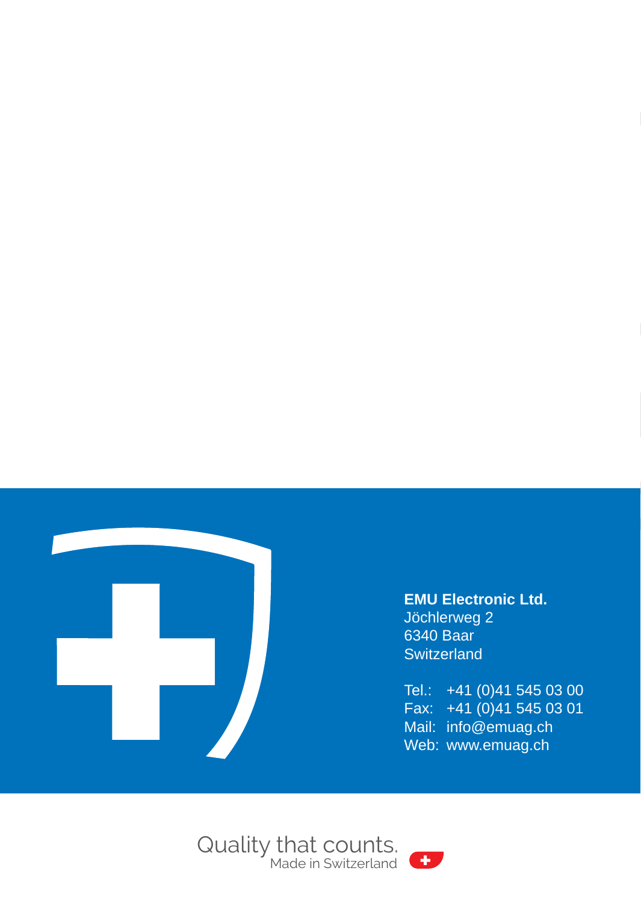**EMU Electronic Ltd.**
Jöchlerweg 2
6340 Baar
Switzerland

Tel.: +41 (0)41 545 03 00
Fax: +41 (0)41 545 03 01
Mail: info@emuag.ch
Web: www.emuag.ch

Quality that counts.
Made in Switzerland